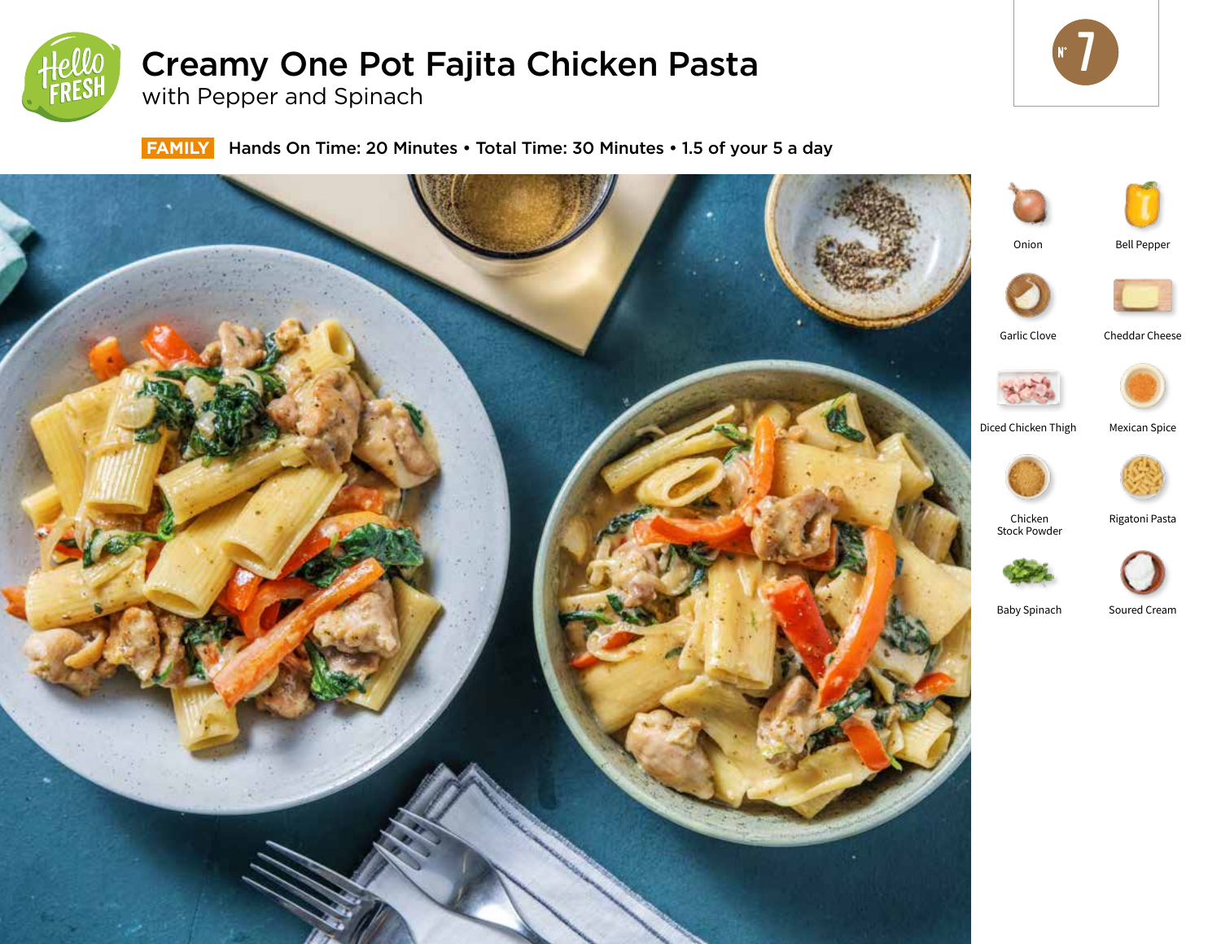# Creamy One Pot Fajita Chicken Pasta

## with Pepper and Spinach

N° 7

**FAMILY** Hands On Time: 20 Minutes • Total Time: 30 Minutes • 1.5 of your 5 a day

- Onion
- Bell Pepper
- Garlic Clove
- Cheddar Cheese
- Diced Chicken Thigh
- Mexican Spice
- Chicken Stock Powder
- Rigatoni Pasta
- Baby Spinach
- Soured Cream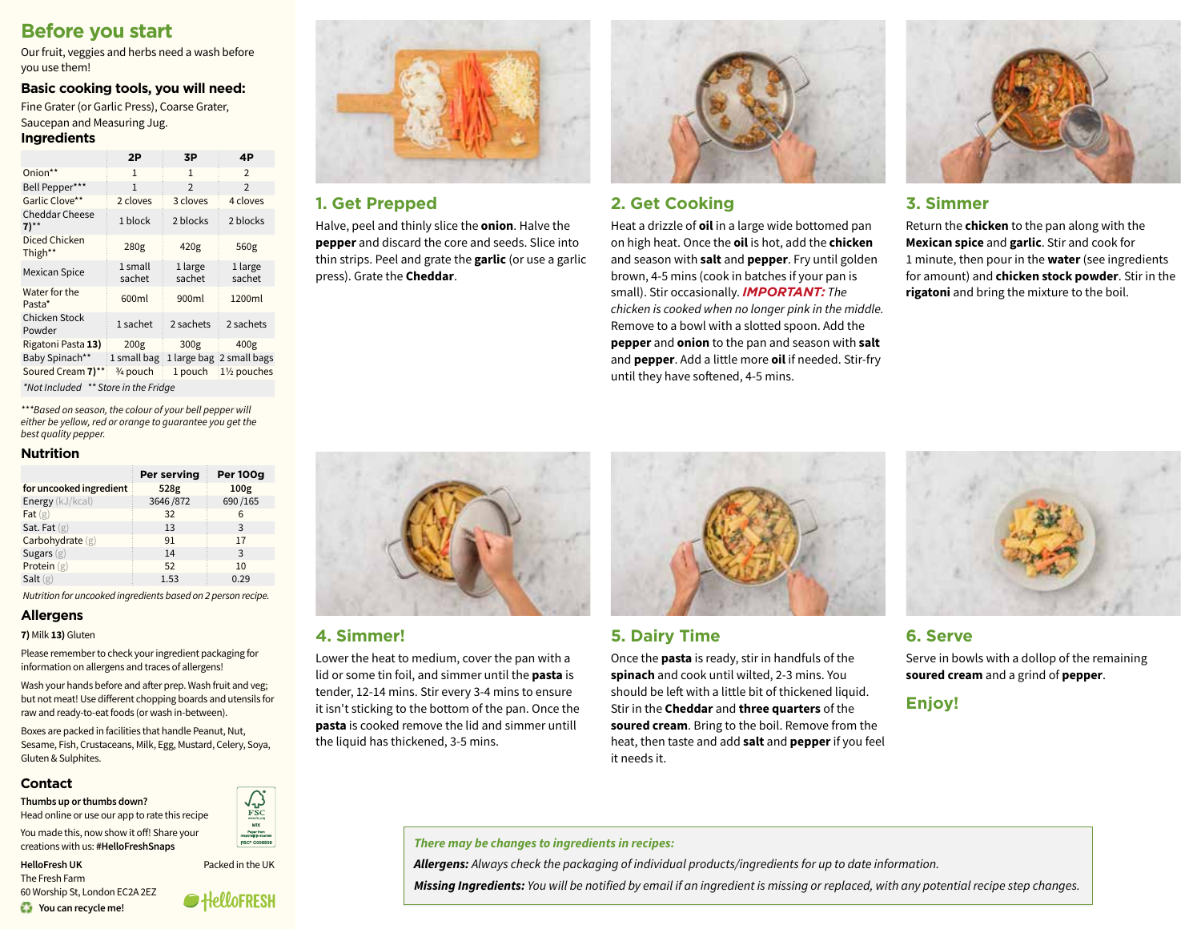## Before you start

Our fruit, veggies and herbs need a wash before you use them!

### Basic cooking tools, you will need:

Fine Grater (or Garlic Press), Coarse Grater, Saucepan and Measuring Jug.

### Ingredients

| | 2P | 3P | 4P |
|---|---|---|---|
| Onion** | 1 | 1 | 2 |
| Bell Pepper*** | 1 | 2 | 2 |
| Garlic Clove** | 2 cloves | 3 cloves | 4 cloves |
| Cheddar Cheese 7)** | 1 block | 2 blocks | 2 blocks |
| Diced Chicken Thigh** | 280g | 420g | 560g |
| Mexican Spice | 1 small sachet | 1 large sachet | 1 large sachet |
| Water for the Pasta* | 600ml | 900ml | 1200ml |
| Chicken Stock Powder | 1 sachet | 2 sachets | 2 sachets |
| Rigatoni Pasta 13) | 200g | 300g | 400g |
| Baby Spinach** | 1 small bag | 1 large bag | 2 small bags |
| Soured Cream 7)** | ¾ pouch | 1 pouch | 1½ pouches |

*Not Included ** Store in the Fridge

***Based on season, the colour of your bell pepper will either be yellow, red or orange to guarantee you get the best quality pepper.

### Nutrition

| | Per serving | Per 100g |
|---|---|---|
| for uncooked ingredient | 528g | 100g |
| Energy (kJ/kcal) | 3646 /872 | 690 /165 |
| Fat (g) | 32 | 6 |
| Sat. Fat (g) | 13 | 3 |
| Carbohydrate (g) | 91 | 17 |
| Sugars (g) | 14 | 3 |
| Protein (g) | 52 | 10 |
| Salt (g) | 1.53 | 0.29 |

*Nutrition for uncooked ingredients based on 2 person recipe.*

### Allergens

**7)** Milk **13)** Gluten

Please remember to check your ingredient packaging for information on allergens and traces of allergens!

Wash your hands before and after prep. Wash fruit and veg; but not meat! Use different chopping boards and utensils for raw and ready-to-eat foods (or wash in-between).

Boxes are packed in facilities that handle Peanut, Nut, Sesame, Fish, Crustaceans, Milk, Egg, Mustard, Celery, Soya, Gluten & Sulphites.

### Contact

**Thumbs up or thumbs down?**
Head online or use our app to rate this recipe

You made this, now show it off! Share your creations with us: **#HelloFreshSnaps**

**HelloFresh UK**
The Fresh Farm
60 Worship St, London EC2A 2EZ

Packed in the UK

**You can recycle me!**

## 1. Get Prepped

Halve, peel and thinly slice the **onion**. Halve the **pepper** and discard the core and seeds. Slice into thin strips. Peel and grate the **garlic** (or use a garlic press). Grate the **Cheddar**.

## 2. Get Cooking

Heat a drizzle of **oil** in a large wide bottomed pan on high heat. Once the **oil** is hot, add the **chicken** and season with **salt** and **pepper**. Fry until golden brown, 4-5 mins (cook in batches if your pan is small). Stir occasionally. ***IMPORTANT:*** *The chicken is cooked when no longer pink in the middle.* Remove to a bowl with a slotted spoon. Add the **pepper** and **onion** to the pan and season with **salt** and **pepper**. Add a little more **oil** if needed. Stir-fry until they have softened, 4-5 mins.

## 3. Simmer

Return the **chicken** to the pan along with the **Mexican spice** and **garlic**. Stir and cook for 1 minute, then pour in the **water** (see ingredients for amount) and **chicken stock powder**. Stir in the **rigatoni** and bring the mixture to the boil.

## 4. Simmer!

Lower the heat to medium, cover the pan with a lid or some tin foil, and simmer until the **pasta** is tender, 12-14 mins. Stir every 3-4 mins to ensure it isn't sticking to the bottom of the pan. Once the **pasta** is cooked remove the lid and simmer untill the liquid has thickened, 3-5 mins.

## 5. Dairy Time

Once the **pasta** is ready, stir in handfuls of the **spinach** and cook until wilted, 2-3 mins. You should be left with a little bit of thickened liquid. Stir in the **Cheddar** and **three quarters** of the **soured cream**. Bring to the boil. Remove from the heat, then taste and add **salt** and **pepper** if you feel it needs it.

## 6. Serve

Serve in bowls with a dollop of the remaining **soured cream** and a grind of **pepper**.

## Enjoy!

***There may be changes to ingredients in recipes:***

***Allergens:*** *Always check the packaging of individual products/ingredients for up to date information.*

***Missing Ingredients:*** *You will be notified by email if an ingredient is missing or replaced, with any potential recipe step changes.*